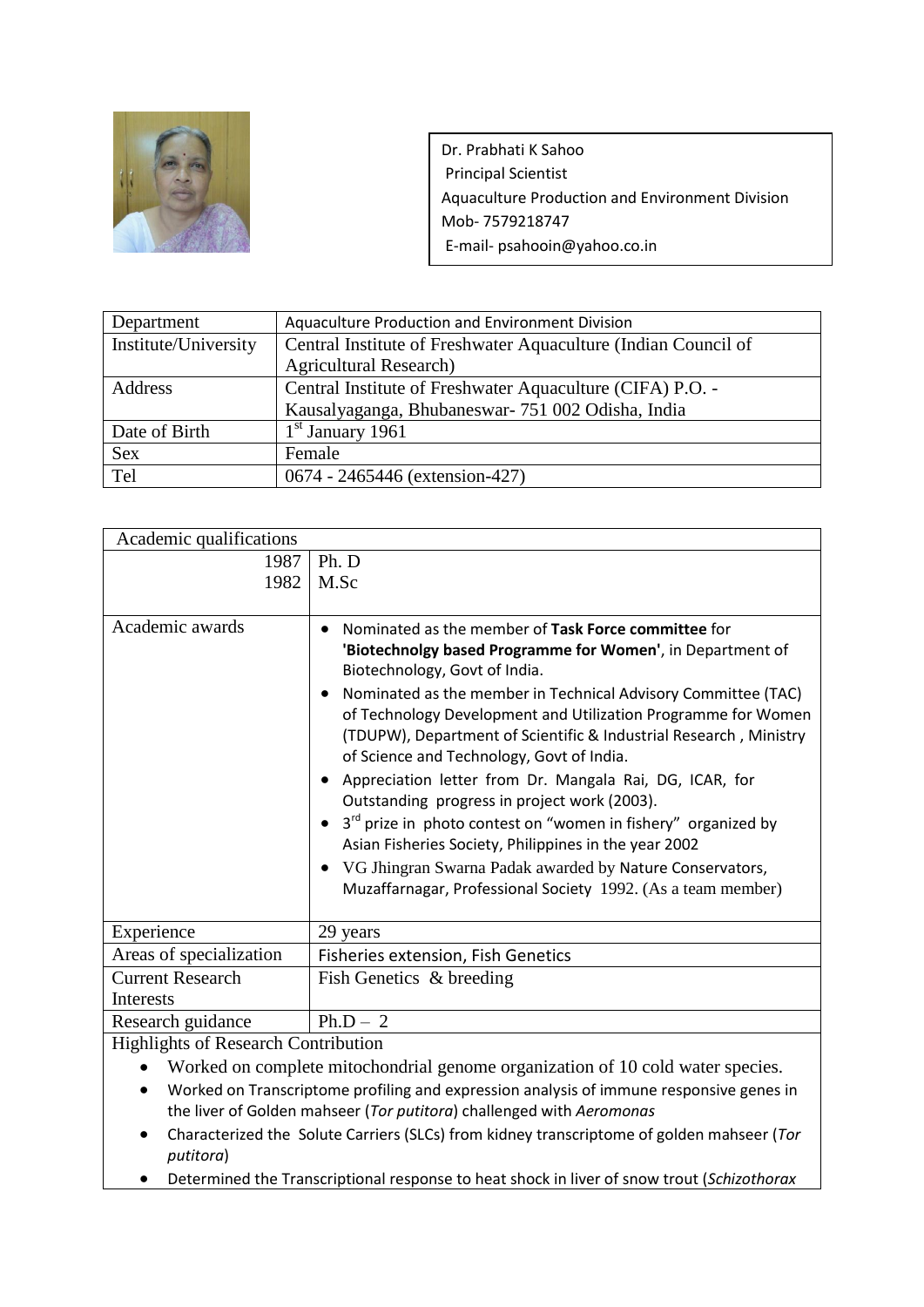Dr. Prabhati K Sahoo
Principal Scientist
Aquaculture Production and Environment Division
Mob- 7579218747
E-mail- psahooin@yahoo.co.in

| Department | Aquaculture Production and Environment Division |
|---|---|
| Institute/University | Central Institute of Freshwater Aquaculture (Indian Council of Agricultural Research) |
| Address | Central Institute of Freshwater Aquaculture (CIFA) P.O. - Kausalyaganga, Bhubaneswar- 751 002 Odisha, India |
| Date of Birth | 1st January 1961 |
| Sex | Female |
| Tel | 0674 - 2465446 (extension-427) |

| Academic qualifications | |
|---|---|
| 1987 | Ph. D |
| 1982 | M.Sc |
| Academic awards | • Nominated as the member of **Task Force committee** for **'Biotechnolgy based Programme for Women'**, in Department of Biotechnology, Govt of India.<br>• Nominated as the member in Technical Advisory Committee (TAC) of Technology Development and Utilization Programme for Women (TDUPW), Department of Scientific & Industrial Research , Ministry of Science and Technology, Govt of India.<br>• Appreciation letter from Dr. Mangala Rai, DG, ICAR, for Outstanding progress in project work (2003).<br>• 3rd prize in photo contest on "women in fishery" organized by Asian Fisheries Society, Philippines in the year 2002<br>• VG Jhingran Swarna Padak awarded by Nature Conservators, Muzaffarnagar, Professional Society 1992. (As a team member) |
| Experience | 29 years |
| Areas of specialization | Fisheries extension, Fish Genetics |
| Current Research Interests | Fish Genetics & breeding |
| Research guidance | Ph.D – 2 |

Highlights of Research Contribution

- Worked on complete mitochondrial genome organization of 10 cold water species.
- Worked on Transcriptome profiling and expression analysis of immune responsive genes in the liver of Golden mahseer (*Tor putitora*) challenged with *Aeromonas*
- Characterized the Solute Carriers (SLCs) from kidney transcriptome of golden mahseer (*Tor putitora*)
- Determined the Transcriptional response to heat shock in liver of snow trout (*Schizothorax*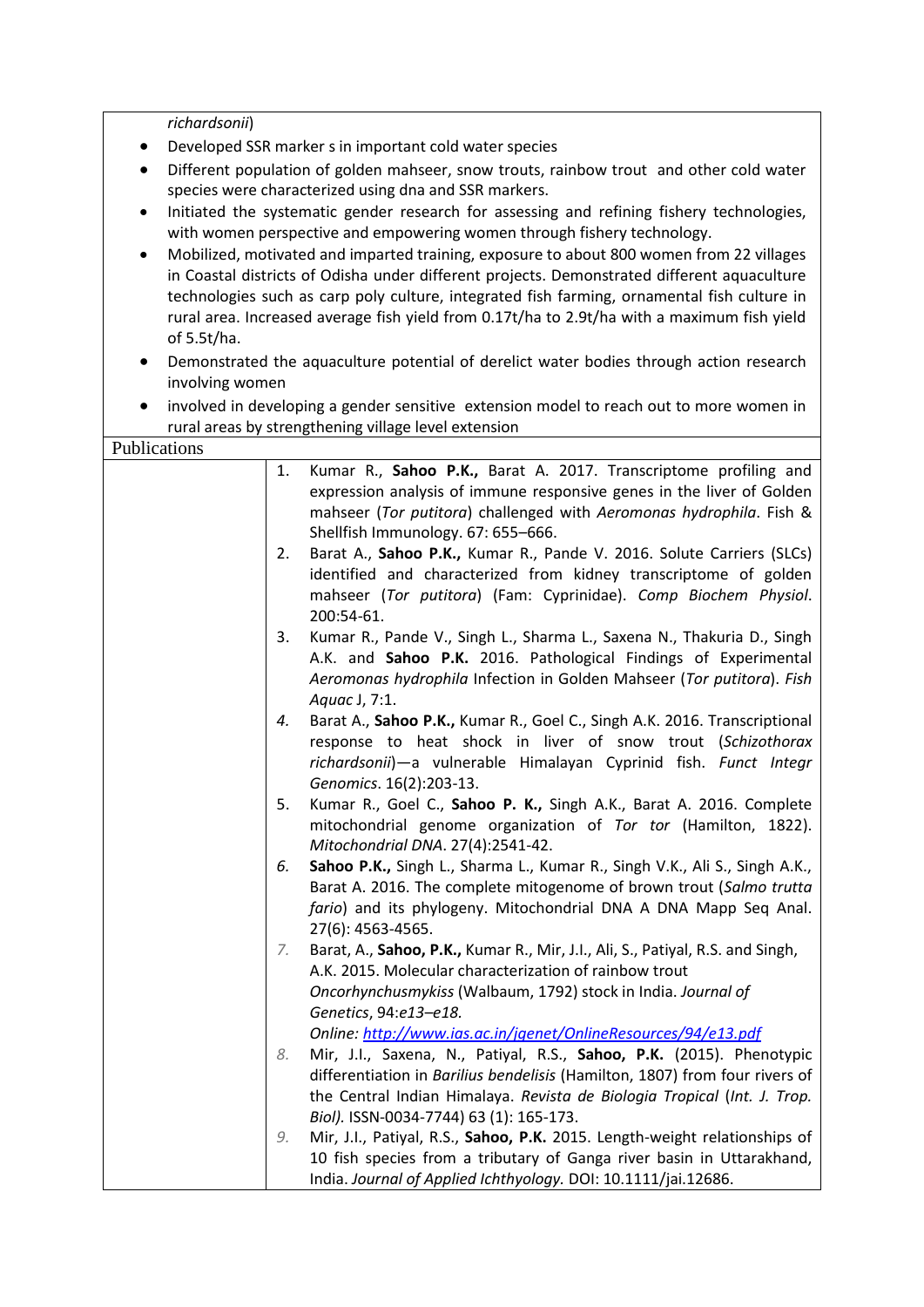*richardsonii*)

- Developed SSR marker s in important cold water species
- Different population of golden mahseer, snow trouts, rainbow trout and other cold water species were characterized using dna and SSR markers.
- Initiated the systematic gender research for assessing and refining fishery technologies, with women perspective and empowering women through fishery technology.
- Mobilized, motivated and imparted training, exposure to about 800 women from 22 villages in Coastal districts of Odisha under different projects. Demonstrated different aquaculture technologies such as carp poly culture, integrated fish farming, ornamental fish culture in rural area. Increased average fish yield from 0.17t/ha to 2.9t/ha with a maximum fish yield of 5.5t/ha.
- Demonstrated the aquaculture potential of derelict water bodies through action research involving women
- involved in developing a gender sensitive extension model to reach out to more women in rural areas by strengthening village level extension

Publications

1. Kumar R., **Sahoo P.K.,** Barat A. 2017. Transcriptome profiling and expression analysis of immune responsive genes in the liver of Golden mahseer (*Tor putitora*) challenged with *Aeromonas hydrophila*. Fish & Shellfish Immunology. 67: 655–666.
2. Barat A., **Sahoo P.K.,** Kumar R., Pande V. 2016. Solute Carriers (SLCs) identified and characterized from kidney transcriptome of golden mahseer (*Tor putitora*) (Fam: Cyprinidae). *Comp Biochem Physiol*. 200:54-61.
3. Kumar R., Pande V., Singh L., Sharma L., Saxena N., Thakuria D., Singh A.K. and **Sahoo P.K.** 2016. Pathological Findings of Experimental *Aeromonas hydrophila* Infection in Golden Mahseer (*Tor putitora*). *Fish Aquac* J, 7:1.
4. Barat A., **Sahoo P.K.,** Kumar R., Goel C., Singh A.K. 2016. Transcriptional response to heat shock in liver of snow trout (*Schizothorax richardsonii*)—a vulnerable Himalayan Cyprinid fish. *Funct Integr Genomics*. 16(2):203-13.
5. Kumar R., Goel C., **Sahoo P. K.,** Singh A.K., Barat A. 2016. Complete mitochondrial genome organization of *Tor tor* (Hamilton, 1822). *Mitochondrial DNA*. 27(4):2541-42.
6. **Sahoo P.K.,** Singh L., Sharma L., Kumar R., Singh V.K., Ali S., Singh A.K., Barat A. 2016. The complete mitogenome of brown trout (*Salmo trutta fario*) and its phylogeny. Mitochondrial DNA A DNA Mapp Seq Anal. 27(6): 4563-4565.
7. Barat, A., **Sahoo, P.K.,** Kumar R., Mir, J.I., Ali, S., Patiyal, R.S. and Singh, A.K. 2015. Molecular characterization of rainbow trout *Oncorhynchusmykiss* (Walbaum, 1792) stock in India. *Journal of Genetics*, 94:*e13–e18.* *Online: http://www.ias.ac.in/jgenet/OnlineResources/94/e13.pdf*
8. Mir, J.I., Saxena, N., Patiyal, R.S., **Sahoo, P.K.** (2015). Phenotypic differentiation in *Barilius bendelisis* (Hamilton, 1807) from four rivers of the Central Indian Himalaya. *Revista de Biologia Tropical* (*Int. J. Trop. Biol).* ISSN-0034-7744) 63 (1): 165-173.
9. Mir, J.I., Patiyal, R.S., **Sahoo, P.K.** 2015. Length-weight relationships of 10 fish species from a tributary of Ganga river basin in Uttarakhand, India. *Journal of Applied Ichthyology.* DOI: 10.1111/jai.12686.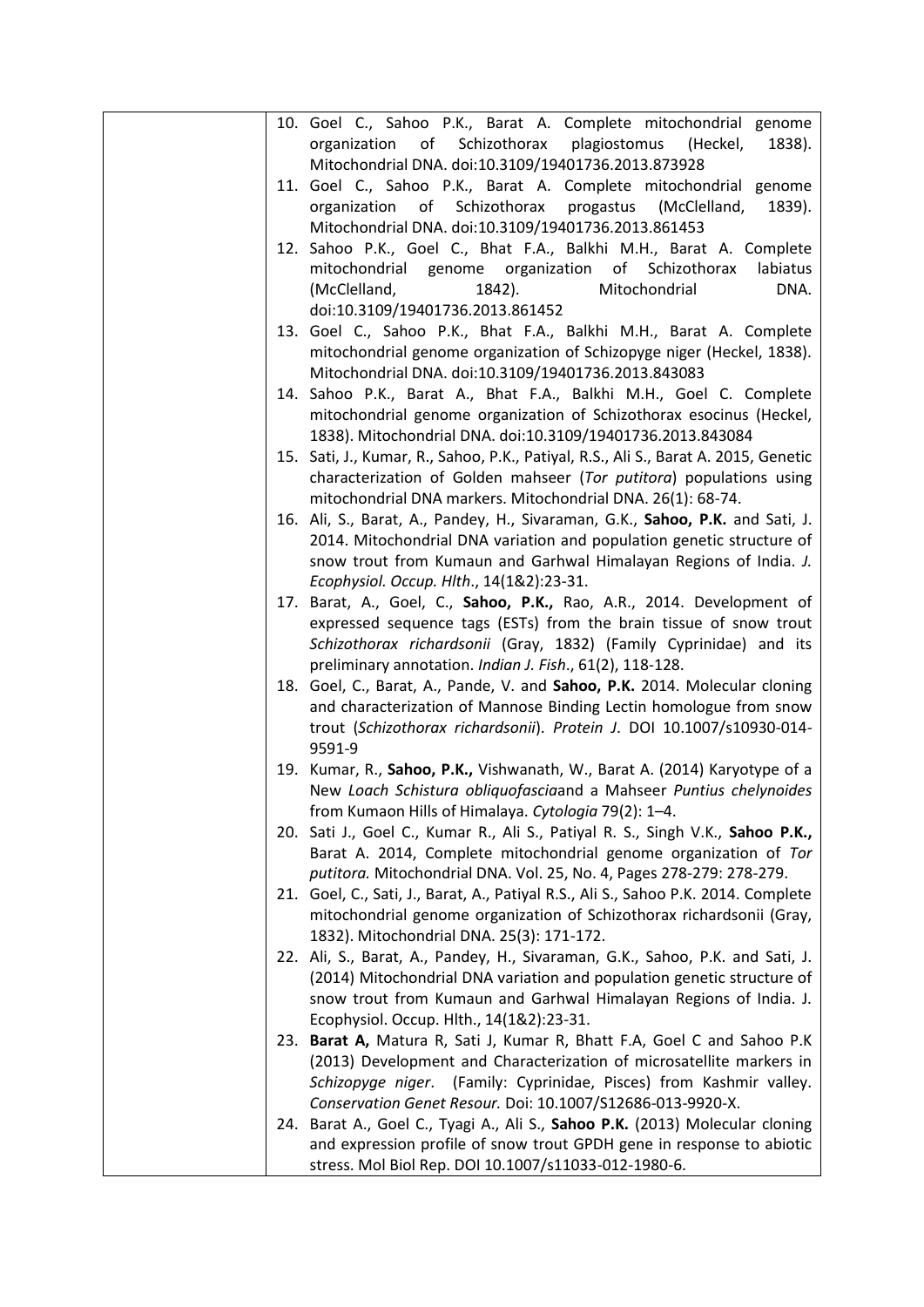| | |
|---|---|
| | 10. Goel C., Sahoo P.K., Barat A. Complete mitochondrial genome organization of Schizothorax plagiostomus (Heckel, 1838). Mitochondrial DNA. doi:10.3109/19401736.2013.873928<br>11. Goel C., Sahoo P.K., Barat A. Complete mitochondrial genome organization of Schizothorax progastus (McClelland, 1839). Mitochondrial DNA. doi:10.3109/19401736.2013.861453<br>12. Sahoo P.K., Goel C., Bhat F.A., Balkhi M.H., Barat A. Complete mitochondrial genome organization of Schizothorax labiatus (McClelland, 1842). Mitochondrial DNA. doi:10.3109/19401736.2013.861452<br>13. Goel C., Sahoo P.K., Bhat F.A., Balkhi M.H., Barat A. Complete mitochondrial genome organization of Schizopyge niger (Heckel, 1838). Mitochondrial DNA. doi:10.3109/19401736.2013.843083<br>14. Sahoo P.K., Barat A., Bhat F.A., Balkhi M.H., Goel C. Complete mitochondrial genome organization of Schizothorax esocinus (Heckel, 1838). Mitochondrial DNA. doi:10.3109/19401736.2013.843084<br>15. Sati, J., Kumar, R., Sahoo, P.K., Patiyal, R.S., Ali S., Barat A. 2015, Genetic characterization of Golden mahseer (*Tor putitora*) populations using mitochondrial DNA markers. Mitochondrial DNA. 26(1): 68-74.<br>16. Ali, S., Barat, A., Pandey, H., Sivaraman, G.K., **Sahoo, P.K.** and Sati, J. 2014. Mitochondrial DNA variation and population genetic structure of snow trout from Kumaun and Garhwal Himalayan Regions of India. *J. Ecophysiol. Occup. Hlth*., 14(1&2):23-31.<br>17. Barat, A., Goel, C., **Sahoo, P.K.,** Rao, A.R., 2014. Development of expressed sequence tags (ESTs) from the brain tissue of snow trout *Schizothorax richardsonii* (Gray, 1832) (Family Cyprinidae) and its preliminary annotation. *Indian J. Fish*., 61(2), 118-128.<br>18. Goel, C., Barat, A., Pande, V. and **Sahoo, P.K.** 2014. Molecular cloning and characterization of Mannose Binding Lectin homologue from snow trout (*Schizothorax richardsonii*). *Protein J*. DOI 10.1007/s10930-014-9591-9<br>19. Kumar, R., **Sahoo, P.K.,** Vishwanath, W., Barat A. (2014) Karyotype of a New *Loach Schistura obliquofascia*and a Mahseer *Puntius chelynoides* from Kumaon Hills of Himalaya. *Cytologia* 79(2): 1–4.<br>20. Sati J., Goel C., Kumar R., Ali S., Patiyal R. S., Singh V.K., **Sahoo P.K.,** Barat A. 2014, Complete mitochondrial genome organization of *Tor putitora.* Mitochondrial DNA. Vol. 25, No. 4, Pages 278-279: 278-279.<br>21. Goel, C., Sati, J., Barat, A., Patiyal R.S., Ali S., Sahoo P.K. 2014. Complete mitochondrial genome organization of Schizothorax richardsonii (Gray, 1832). Mitochondrial DNA. 25(3): 171-172.<br>22. Ali, S., Barat, A., Pandey, H., Sivaraman, G.K., Sahoo, P.K. and Sati, J. (2014) Mitochondrial DNA variation and population genetic structure of snow trout from Kumaun and Garhwal Himalayan Regions of India. J. Ecophysiol. Occup. Hlth., 14(1&2):23-31.<br>23. **Barat A,** Matura R, Sati J, Kumar R, Bhatt F.A, Goel C and Sahoo P.K (2013) Development and Characterization of microsatellite markers in *Schizopyge niger*. (Family: Cyprinidae, Pisces) from Kashmir valley. *Conservation Genet Resour.* Doi: 10.1007/S12686-013-9920-X.<br>24. Barat A., Goel C., Tyagi A., Ali S., **Sahoo P.K.** (2013) Molecular cloning and expression profile of snow trout GPDH gene in response to abiotic stress. Mol Biol Rep. DOI 10.1007/s11033-012-1980-6. |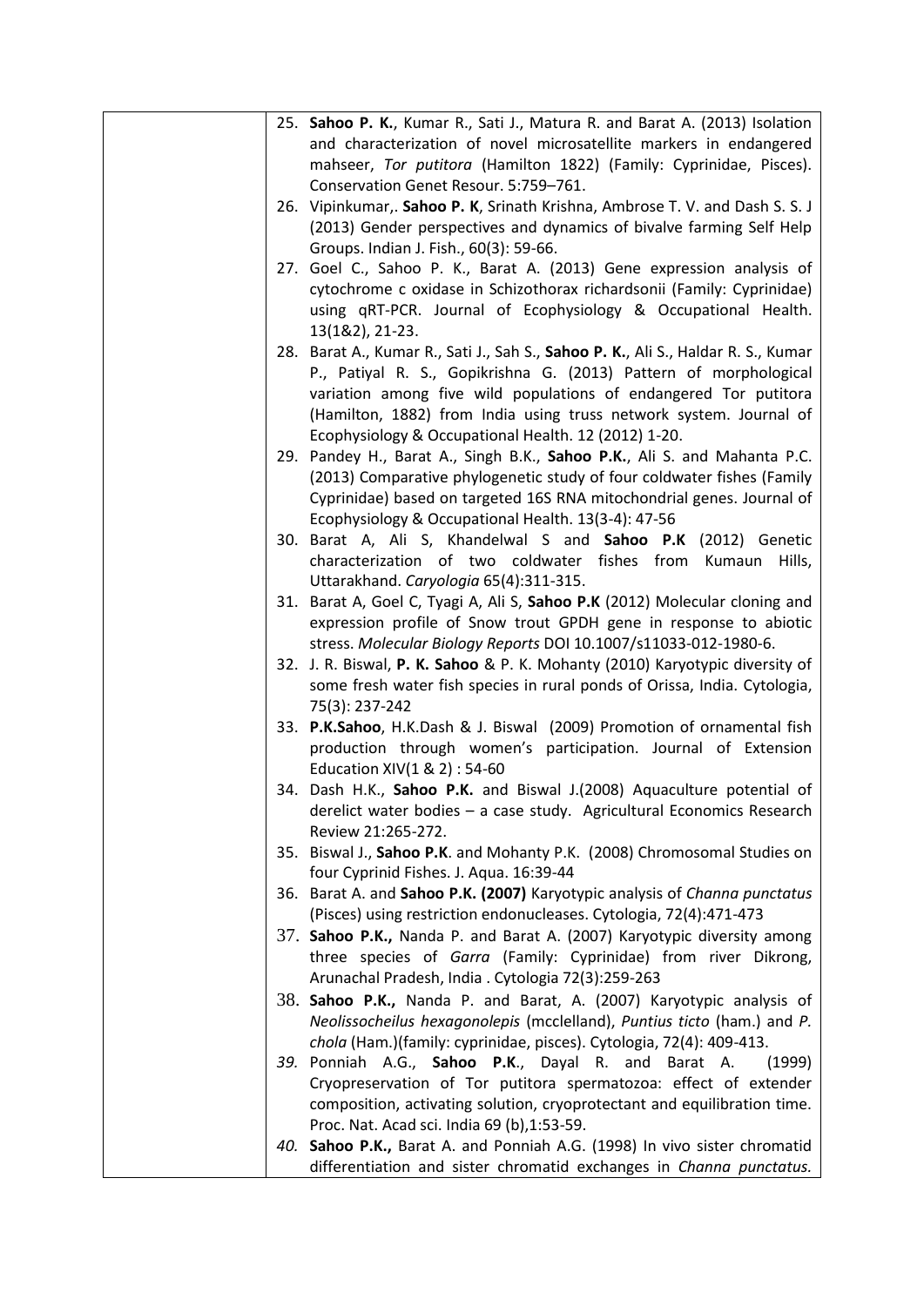25. **Sahoo P. K.**, Kumar R., Sati J., Matura R. and Barat A. (2013) Isolation and characterization of novel microsatellite markers in endangered mahseer, *Tor putitora* (Hamilton 1822) (Family: Cyprinidae, Pisces). Conservation Genet Resour. 5:759–761.
26. Vipinkumar,. **Sahoo P. K**, Srinath Krishna, Ambrose T. V. and Dash S. S. J (2013) Gender perspectives and dynamics of bivalve farming Self Help Groups. Indian J. Fish., 60(3): 59-66.
27. Goel C., Sahoo P. K., Barat A. (2013) Gene expression analysis of cytochrome c oxidase in Schizothorax richardsonii (Family: Cyprinidae) using qRT-PCR. Journal of Ecophysiology & Occupational Health. 13(1&2), 21-23.
28. Barat A., Kumar R., Sati J., Sah S., **Sahoo P. K.**, Ali S., Haldar R. S., Kumar P., Patiyal R. S., Gopikrishna G. (2013) Pattern of morphological variation among five wild populations of endangered Tor putitora (Hamilton, 1882) from India using truss network system. Journal of Ecophysiology & Occupational Health. 12 (2012) 1-20.
29. Pandey H., Barat A., Singh B.K., **Sahoo P.K.**, Ali S. and Mahanta P.C. (2013) Comparative phylogenetic study of four coldwater fishes (Family Cyprinidae) based on targeted 16S RNA mitochondrial genes. Journal of Ecophysiology & Occupational Health. 13(3-4): 47-56
30. Barat A, Ali S, Khandelwal S and **Sahoo P.K** (2012) Genetic characterization of two coldwater fishes from Kumaun Hills, Uttarakhand. *Caryologia* 65(4):311-315.
31. Barat A, Goel C, Tyagi A, Ali S, **Sahoo P.K** (2012) Molecular cloning and expression profile of Snow trout GPDH gene in response to abiotic stress. *Molecular Biology Reports* DOI 10.1007/s11033-012-1980-6.
32. J. R. Biswal, **P. K. Sahoo** & P. K. Mohanty (2010) Karyotypic diversity of some fresh water fish species in rural ponds of Orissa, India. Cytologia, 75(3): 237-242
33. **P.K.Sahoo**, H.K.Dash & J. Biswal (2009) Promotion of ornamental fish production through women's participation. Journal of Extension Education XIV(1 & 2) : 54-60
34. Dash H.K., **Sahoo P.K.** and Biswal J.(2008) Aquaculture potential of derelict water bodies – a case study. Agricultural Economics Research Review 21:265-272.
35. Biswal J., **Sahoo P.K**. and Mohanty P.K. (2008) Chromosomal Studies on four Cyprinid Fishes. J. Aqua. 16:39-44
36. Barat A. and **Sahoo P.K. (2007)** Karyotypic analysis of *Channa punctatus* (Pisces) using restriction endonucleases. Cytologia, 72(4):471-473
37. **Sahoo P.K.,** Nanda P. and Barat A. (2007) Karyotypic diversity among three species of *Garra* (Family: Cyprinidae) from river Dikrong, Arunachal Pradesh, India . Cytologia 72(3):259-263
38. **Sahoo P.K.,** Nanda P. and Barat, A. (2007) Karyotypic analysis of *Neolissocheilus hexagonolepis* (mcclelland), *Puntius ticto* (ham.) and *P. chola* (Ham.)(family: cyprinidae, pisces). Cytologia, 72(4): 409-413.
39. Ponniah A.G., **Sahoo P.K**., Dayal R. and Barat A. (1999) Cryopreservation of Tor putitora spermatozoa: effect of extender composition, activating solution, cryoprotectant and equilibration time. Proc. Nat. Acad sci. India 69 (b),1:53-59.
40. **Sahoo P.K.,** Barat A. and Ponniah A.G. (1998) In vivo sister chromatid differentiation and sister chromatid exchanges in *Channa punctatus.*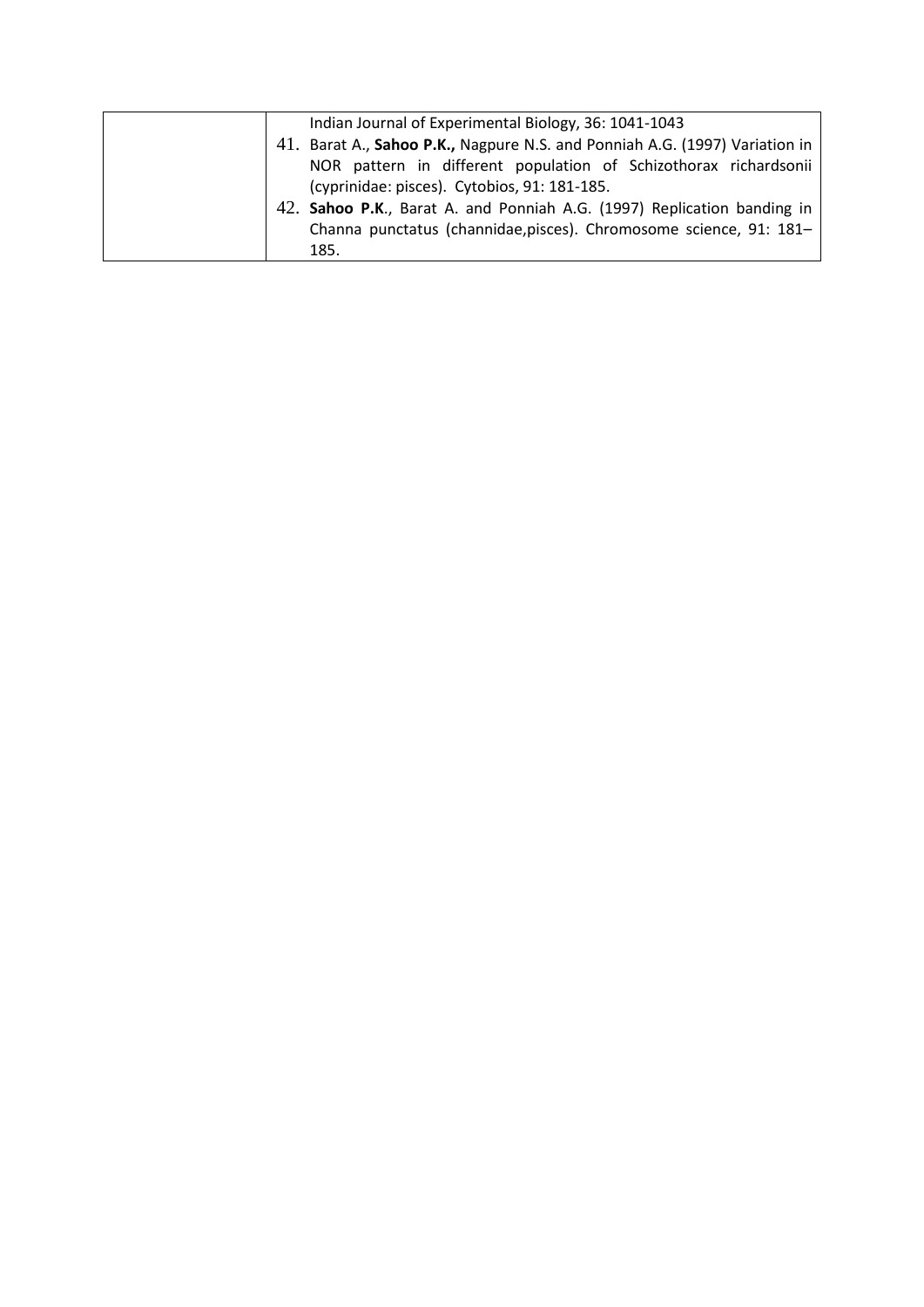| | |
|---|---|
| | Indian Journal of Experimental Biology, 36: 1041-1043<br>41. Barat A., **Sahoo P.K.,** Nagpure N.S. and Ponniah A.G. (1997) Variation in NOR pattern in different population of Schizothorax richardsonii (cyprinidae: pisces). Cytobios, 91: 181-185.<br>42. **Sahoo P.K**., Barat A. and Ponniah A.G. (1997) Replication banding in Channa punctatus (channidae,pisces). Chromosome science, 91: 181–185. |